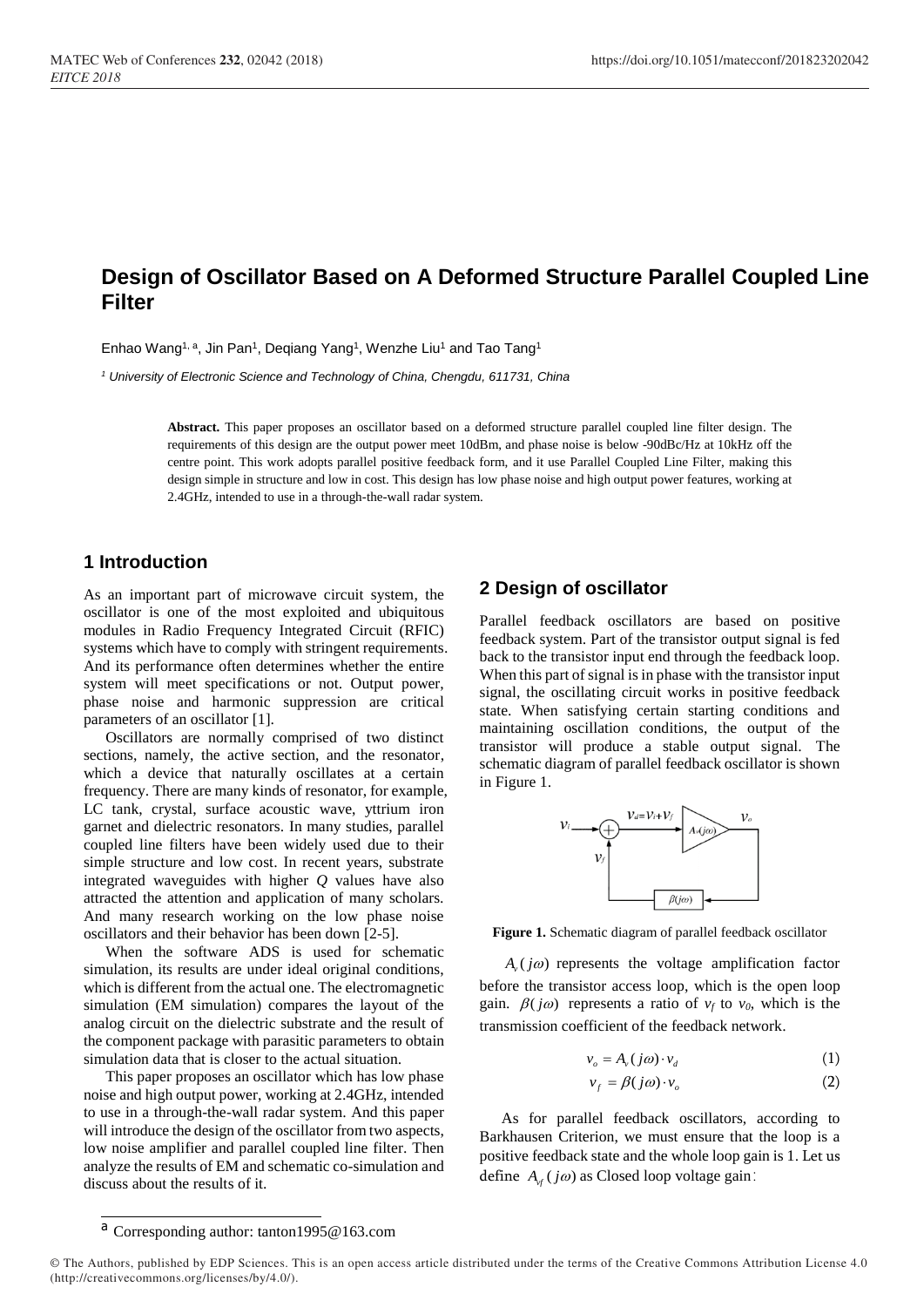# Design of Oscillator Based on A Deformed Structure Parallel Coupled Line Filter

Enhao Wang[1, a], Jin Pan[1], Deqiang Yang[1], Wenzhe Liu[1] and Tao Tang[1]

*[1] University of Electronic Science and Technology of China, Chengdu, 611731, China*

**Abstract.** This paper proposes an oscillator based on a deformed structure parallel coupled line filter design. The requirements of this design are the output power meet 10dBm, and phase noise is below -90dBc/Hz at 10kHz off the centre point. This work adopts parallel positive feedback form, and it use Parallel Coupled Line Filter, making this design simple in structure and low in cost. This design has low phase noise and high output power features, working at 2.4GHz, intended to use in a through-the-wall radar system.

## 1 Introduction

As an important part of microwave circuit system, the oscillator is one of the most exploited and ubiquitous modules in Radio Frequency Integrated Circuit (RFIC) systems which have to comply with stringent requirements. And its performance often determines whether the entire system will meet specifications or not. Output power, phase noise and harmonic suppression are critical parameters of an oscillator [1].

Oscillators are normally comprised of two distinct sections, namely, the active section, and the resonator, which a device that naturally oscillates at a certain frequency. There are many kinds of resonator, for example, LC tank, crystal, surface acoustic wave, yttrium iron garnet and dielectric resonators. In many studies, parallel coupled line filters have been widely used due to their simple structure and low cost. In recent years, substrate integrated waveguides with higher *Q* values have also attracted the attention and application of many scholars. And many research working on the low phase noise oscillators and their behavior has been down [2-5].

When the software ADS is used for schematic simulation, its results are under ideal original conditions, which is different from the actual one. The electromagnetic simulation (EM simulation) compares the layout of the analog circuit on the dielectric substrate and the result of the component package with parasitic parameters to obtain simulation data that is closer to the actual situation.

This paper proposes an oscillator which has low phase noise and high output power, working at 2.4GHz, intended to use in a through-the-wall radar system. And this paper will introduce the design of the oscillator from two aspects, low noise amplifier and parallel coupled line filter. Then analyze the results of EM and schematic co-simulation and discuss about the results of it.

## 2 Design of oscillator

Parallel feedback oscillators are based on positive feedback system. Part of the transistor output signal is fed back to the transistor input end through the feedback loop. When this part of signal is in phase with the transistor input signal, the oscillating circuit works in positive feedback state. When satisfying certain starting conditions and maintaining oscillation conditions, the output of the transistor will produce a stable output signal. The schematic diagram of parallel feedback oscillator is shown in Figure 1.

**Figure 1.** Schematic diagram of parallel feedback oscillator

$A_v(j\omega)$ represents the voltage amplification factor before the transistor access loop, which is the open loop gain. $\beta(j\omega)$ represents a ratio of $v_f$ to $v_0$, which is the transmission coefficient of the feedback network.

$$v_o = A_v(j\omega)\cdot v_d \tag{1}$$

$$v_f = \beta(j\omega)\cdot v_o \tag{2}$$

As for parallel feedback oscillators, according to Barkhausen Criterion, we must ensure that the loop is a positive feedback state and the whole loop gain is 1. Let us define $A_{vf}(j\omega)$ as Closed loop voltage gain:

---

[a] Corresponding author: tanton1995@163.com

© The Authors, published by EDP Sciences. This is an open access article distributed under the terms of the Creative Commons Attribution License 4.0 (http://creativecommons.org/licenses/by/4.0/).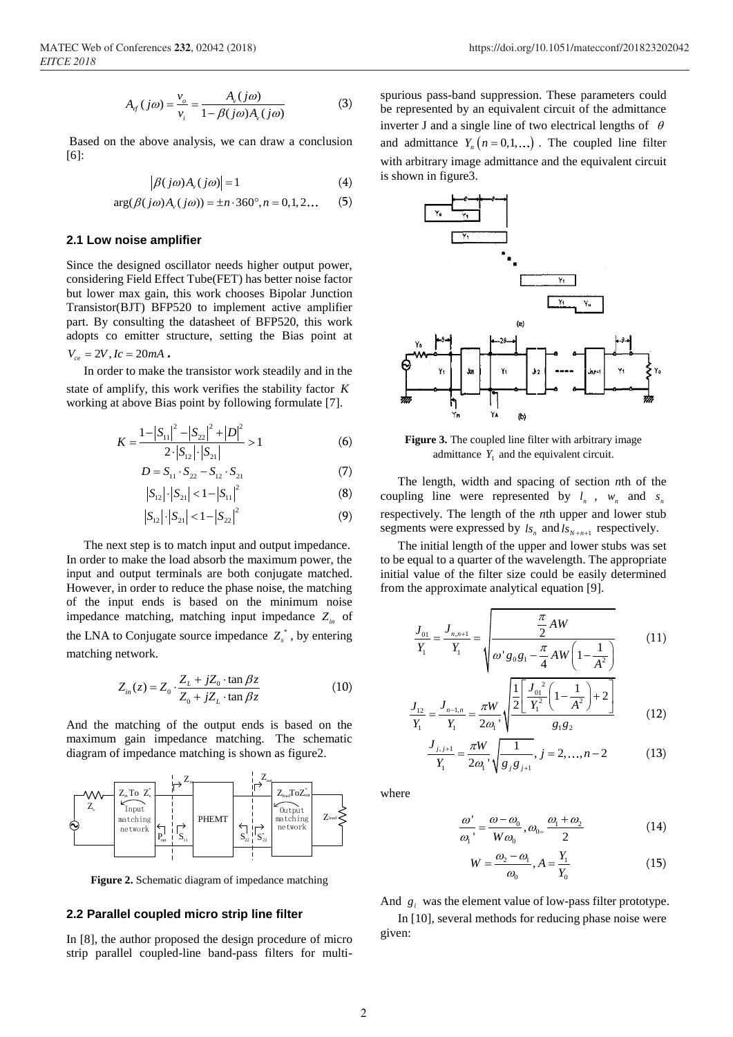$$A_{vf}(j\omega)=\frac{v_o}{v_i}=\frac{A_v(j\omega)}{1-\beta(j\omega)A_v(j\omega)} \tag{3}$$

Based on the above analysis, we can draw a conclusion [6]:

$$\left|\beta(j\omega)A_v(j\omega)\right|=1 \tag{4}$$

$$\arg(\beta(j\omega)A_v(j\omega))=\pm n\cdot 360°, n=0,1,2\ldots \tag{5}$$

### 2.1 Low noise amplifier

Since the designed oscillator needs higher output power, considering Field Effect Tube(FET) has better noise factor but lower max gain, this work chooses Bipolar Junction Transistor(BJT) BFP520 to implement active amplifier part. By consulting the datasheet of BFP520, this work adopts co emitter structure, setting the Bias point at $V_{ce}=2V, Ic=20mA$.

In order to make the transistor work steadily and in the state of amplify, this work verifies the stability factor $K$ working at above Bias point by following formulate [7].

$$K=\frac{1-\left|S_{11}\right|^2-\left|S_{22}\right|^2+\left|D\right|^2}{2\cdot\left|S_{12}\right|\cdot\left|S_{21}\right|}>1 \tag{6}$$

$$D=S_{11}\cdot S_{22}-S_{12}\cdot S_{21} \tag{7}$$

$$\left|S_{12}\right|\cdot\left|S_{21}\right|<1-\left|S_{11}\right|^2 \tag{8}$$

$$\left|S_{12}\right|\cdot\left|S_{21}\right|<1-\left|S_{22}\right|^2 \tag{9}$$

The next step is to match input and output impedance. In order to make the load absorb the maximum power, the input and output terminals are both conjugate matched. However, in order to reduce the phase noise, the matching of the input ends is based on the minimum noise impedance matching, matching input impedance $Z_{in}$ of the LNA to Conjugate source impedance $Z_s^*$, by entering matching network.

$$Z_{in}(z)=Z_0\cdot\frac{Z_L+jZ_0\cdot\tan\beta z}{Z_0+jZ_L\cdot\tan\beta z} \tag{10}$$

And the matching of the output ends is based on the maximum gain impedance matching. The schematic diagram of impedance matching is shown as figure2.

**Figure 2.** Schematic diagram of impedance matching

### 2.2 Parallel coupled micro strip line filter

In [8], the author proposed the design procedure of micro strip parallel coupled-line band-pass filters for multi-spurious pass-band suppression. These parameters could be represented by an equivalent circuit of the admittance inverter J and a single line of two electrical lengths of $\theta$ and admittance $Y_n\left(n=0,1,\ldots\right)$. The coupled line filter with arbitrary image admittance and the equivalent circuit is shown in figure3.

**Figure 3.** The coupled line filter with arbitrary image admittance $Y_1$ and the equivalent circuit.

The length, width and spacing of section *n*th of the coupling line were represented by $l_n$, $w_n$ and $s_n$ respectively. The length of the *n*th upper and lower stub segments were expressed by $ls_n$ and $ls_{N+n+1}$ respectively.

The initial length of the upper and lower stubs was set to be equal to a quarter of the wavelength. The appropriate initial value of the filter size could be easily determined from the approximate analytical equation [9].

$$\frac{J_{01}}{Y_1}=\frac{J_{n,n+1}}{Y_1}=\sqrt{\frac{\frac{\pi}{2}AW}{\omega' g_0 g_1-\frac{\pi}{4}AW\left(1-\frac{1}{A^2}\right)}} \tag{11}$$

$$\frac{J_{12}}{Y_1}=\frac{J_{n-1,n}}{Y_1}=\frac{\pi W}{2\omega_1'}\sqrt{\frac{\frac{1}{2}\left[\frac{J_{01}^2}{Y_1^2}\left(1-\frac{1}{A^2}\right)+2\right]}{g_1 g_2}} \tag{12}$$

$$\frac{J_{j,j+1}}{Y_1}=\frac{\pi W}{2\omega_1'}\sqrt{\frac{1}{g_j g_{j+1}}}, j=2,\ldots,n-2 \tag{13}$$

where

$$\frac{\omega'}{\omega_1'}=\frac{\omega-\omega_0}{W\omega_0}, \omega_0=\frac{\omega_1+\omega_2}{2} \tag{14}$$

$$W=\frac{\omega_2-\omega_1}{\omega_0}, A=\frac{Y_1}{Y_0} \tag{15}$$

And $g_i$ was the element value of low-pass filter prototype.

In [10], several methods for reducing phase noise were given: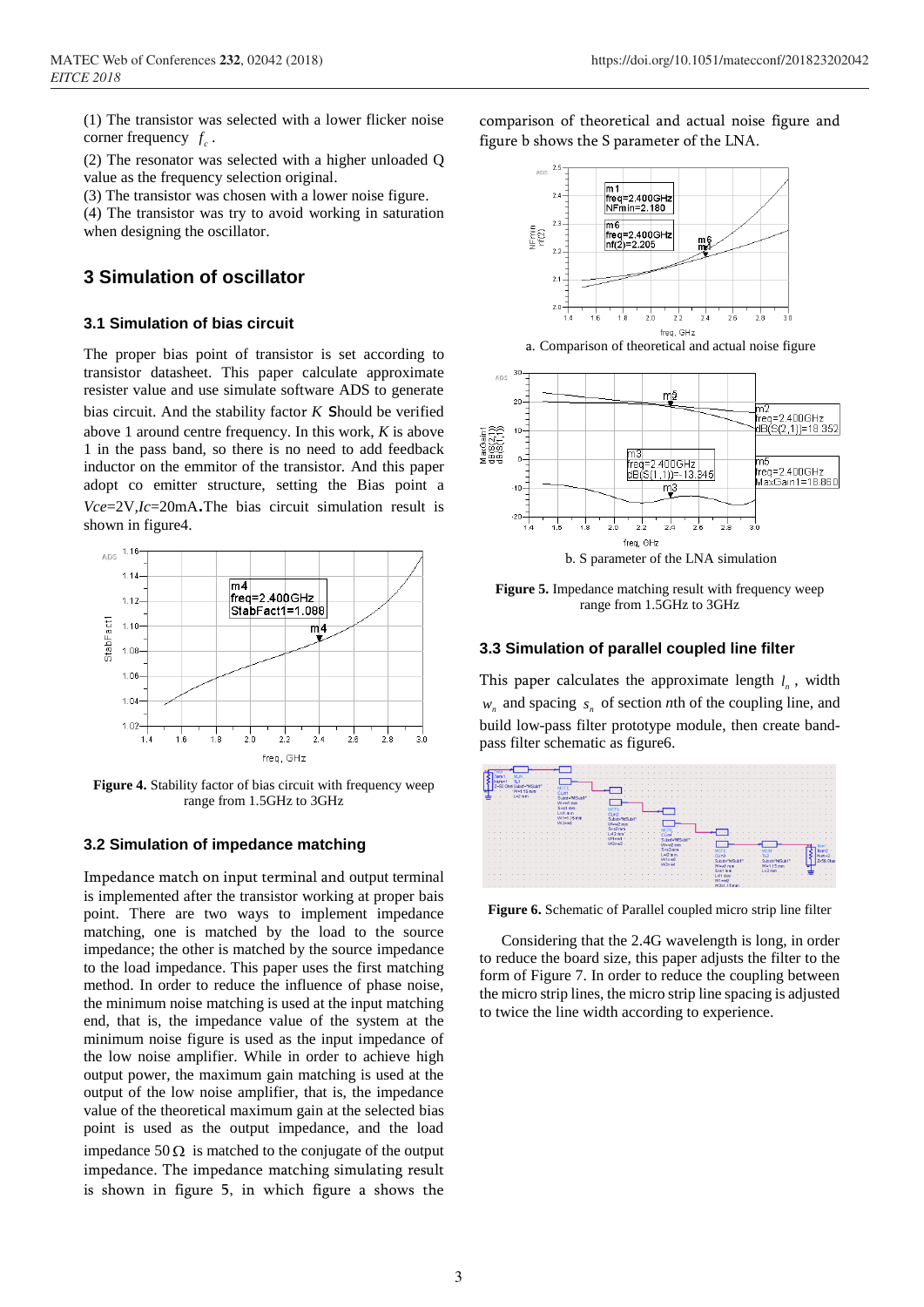(1) The transistor was selected with a lower flicker noise corner frequency $f_c$.

(2) The resonator was selected with a higher unloaded Q value as the frequency selection original.

(3) The transistor was chosen with a lower noise figure.

(4) The transistor was try to avoid working in saturation when designing the oscillator.

## 3 Simulation of oscillator

### 3.1 Simulation of bias circuit

The proper bias point of transistor is set according to transistor datasheet. This paper calculate approximate resister value and use simulate software ADS to generate bias circuit. And the stability factor $K$ **S**hould be verified above 1 around centre frequency. In this work, $K$ is above 1 in the pass band, so there is no need to add feedback inductor on the emmitor of the transistor. And this paper adopt co emitter structure, setting the Bias point a $Vce$=2V,$Ic$=20mA**.**The bias circuit simulation result is shown in figure4.

**Figure 4.** Stability factor of bias circuit with frequency weep range from 1.5GHz to 3GHz

### 3.2 Simulation of impedance matching

Impedance match on input terminal and output terminal is implemented after the transistor working at proper bais point. There are two ways to implement impedance matching, one is matched by the load to the source impedance; the other is matched by the source impedance to the load impedance. This paper uses the first matching method. In order to reduce the influence of phase noise, the minimum noise matching is used at the input matching end, that is, the impedance value of the system at the minimum noise figure is used as the input impedance of the low noise amplifier. While in order to achieve high output power, the maximum gain matching is used at the output of the low noise amplifier, that is, the impedance value of the theoretical maximum gain at the selected bias point is used as the output impedance, and the load impedance 50 $\Omega$ is matched to the conjugate of the output impedance. The impedance matching simulating result is shown in figure 5, in which figure a shows the comparison of theoretical and actual noise figure and figure b shows the S parameter of the LNA.

a. Comparison of theoretical and actual noise figure

b. S parameter of the LNA simulation

**Figure 5.** Impedance matching result with frequency weep range from 1.5GHz to 3GHz

### 3.3 Simulation of parallel coupled line filter

This paper calculates the approximate length $l_n$, width $w_n$ and spacing $s_n$ of section $n$th of the coupling line, and build low-pass filter prototype module, then create band-pass filter schematic as figure6.

**Figure 6.** Schematic of Parallel coupled micro strip line filter

Considering that the 2.4G wavelength is long, in order to reduce the board size, this paper adjusts the filter to the form of Figure 7. In order to reduce the coupling between the micro strip lines, the micro strip line spacing is adjusted to twice the line width according to experience.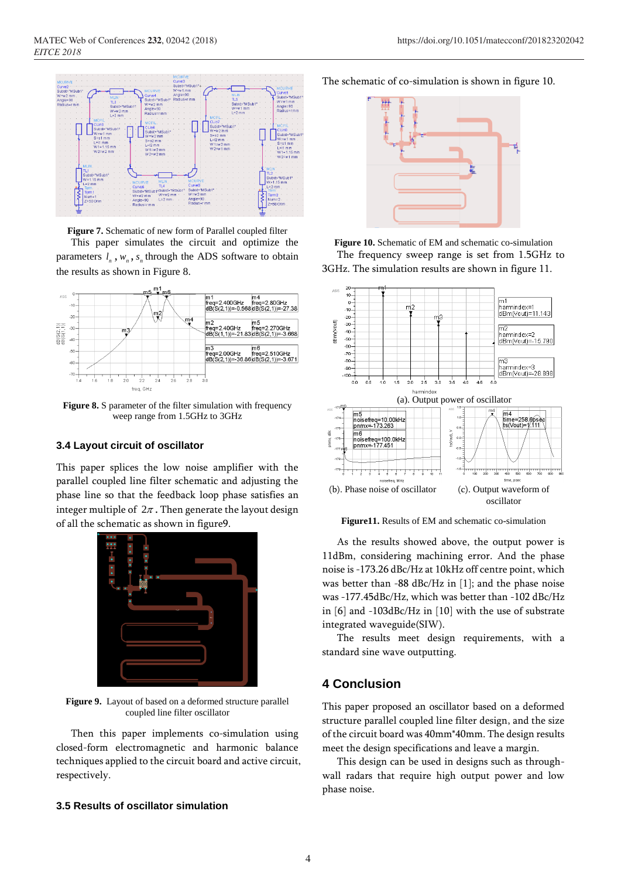**Figure 7.** Schematic of new form of Parallel coupled filter

This paper simulates the circuit and optimize the parameters $l_n$, $w_n$, $s_n$ through the ADS software to obtain the results as shown in Figure 8.

**Figure 8.** S parameter of the filter simulation with frequency weep range from 1.5GHz to 3GHz

### 3.4 Layout circuit of oscillator

This paper splices the low noise amplifier with the parallel coupled line filter schematic and adjusting the phase line so that the feedback loop phase satisfies an integer multiple of $2\pi$. Then generate the layout design of all the schematic as shown in figure9.

**Figure 9.** Layout of based on a deformed structure parallel coupled line filter oscillator

Then this paper implements co-simulation using closed-form electromagnetic and harmonic balance techniques applied to the circuit board and active circuit, respectively.

### 3.5 Results of oscillator simulation

The schematic of co-simulation is shown in figure 10.

**Figure 10.** Schematic of EM and schematic co-simulation

The frequency sweep range is set from 1.5GHz to 3GHz. The simulation results are shown in figure 11.

(a). Output power of oscillator

(b). Phase noise of oscillator

(c). Output waveform of oscillator

**Figure11.** Results of EM and schematic co-simulation

As the results showed above, the output power is 11dBm, considering machining error. And the phase noise is -173.26 dBc/Hz at 10kHz off centre point, which was better than -88 dBc/Hz in [1]; and the phase noise was -177.45dBc/Hz, which was better than -102 dBc/Hz in [6] and -103dBc/Hz in [10] with the use of substrate integrated waveguide(SIW).

The results meet design requirements, with a standard sine wave outputting.

## 4 Conclusion

This paper proposed an oscillator based on a deformed structure parallel coupled line filter design, and the size of the circuit board was 40mm*40mm. The design results meet the design specifications and leave a margin.

This design can be used in designs such as through-wall radars that require high output power and low phase noise.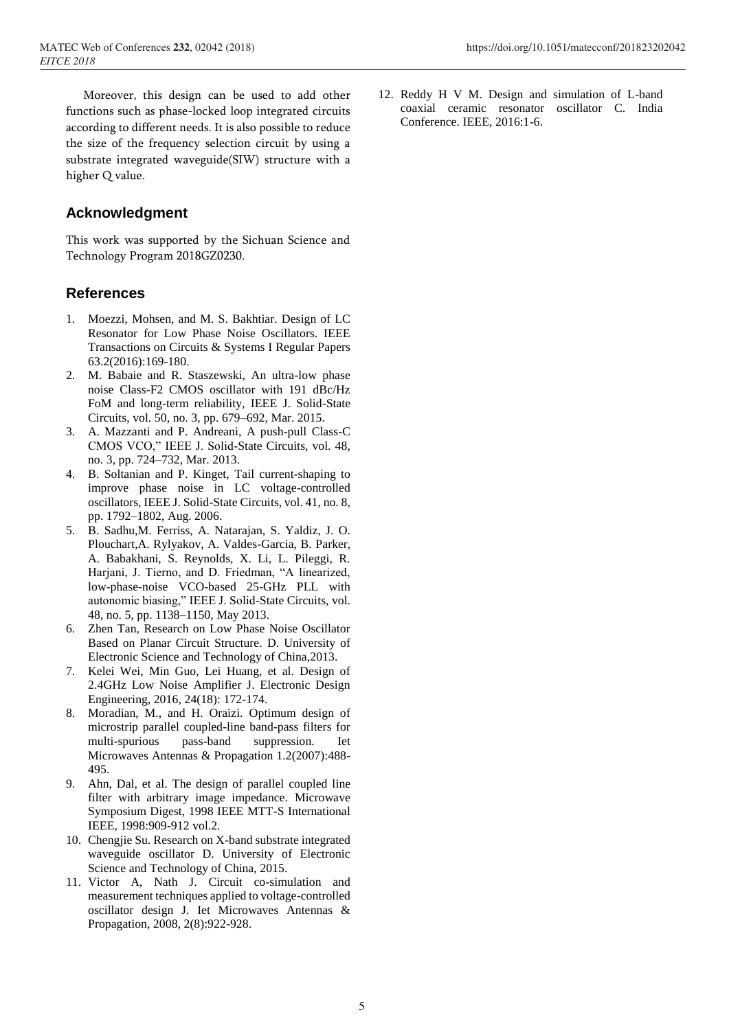Moreover, this design can be used to add other functions such as phase-locked loop integrated circuits according to different needs. It is also possible to reduce the size of the frequency selection circuit by using a substrate integrated waveguide(SIW) structure with a higher Q value.

## Acknowledgment

This work was supported by the Sichuan Science and Technology Program 2018GZ0230.

## References

1. Moezzi, Mohsen, and M. S. Bakhtiar. Design of LC Resonator for Low Phase Noise Oscillators. IEEE Transactions on Circuits & Systems I Regular Papers 63.2(2016):169-180.
2. M. Babaie and R. Staszewski, An ultra-low phase noise Class-F2 CMOS oscillator with 191 dBc/Hz FoM and long-term reliability, IEEE J. Solid-State Circuits, vol. 50, no. 3, pp. 679–692, Mar. 2015.
3. A. Mazzanti and P. Andreani, A push-pull Class-C CMOS VCO," IEEE J. Solid-State Circuits, vol. 48, no. 3, pp. 724–732, Mar. 2013.
4. B. Soltanian and P. Kinget, Tail current-shaping to improve phase noise in LC voltage-controlled oscillators, IEEE J. Solid-State Circuits, vol. 41, no. 8, pp. 1792–1802, Aug. 2006.
5. B. Sadhu,M. Ferriss, A. Natarajan, S. Yaldiz, J. O. Plouchart,A. Rylyakov, A. Valdes-Garcia, B. Parker, A. Babakhani, S. Reynolds, X. Li, L. Pileggi, R. Harjani, J. Tierno, and D. Friedman, "A linearized, low-phase-noise VCO-based 25-GHz PLL with autonomic biasing," IEEE J. Solid-State Circuits, vol. 48, no. 5, pp. 1138–1150, May 2013.
6. Zhen Tan, Research on Low Phase Noise Oscillator Based on Planar Circuit Structure. D. University of Electronic Science and Technology of China,2013.
7. Kelei Wei, Min Guo, Lei Huang, et al. Design of 2.4GHz Low Noise Amplifier J. Electronic Design Engineering, 2016, 24(18): 172-174.
8. Moradian, M., and H. Oraizi. Optimum design of microstrip parallel coupled-line band-pass filters for multi-spurious pass-band suppression. Iet Microwaves Antennas & Propagation 1.2(2007):488-495.
9. Ahn, Dal, et al. The design of parallel coupled line filter with arbitrary image impedance. Microwave Symposium Digest, 1998 IEEE MTT-S International IEEE, 1998:909-912 vol.2.
10. Chengjie Su. Research on X-band substrate integrated waveguide oscillator D. University of Electronic Science and Technology of China, 2015.
11. Victor A, Nath J. Circuit co-simulation and measurement techniques applied to voltage-controlled oscillator design J. Iet Microwaves Antennas & Propagation, 2008, 2(8):922-928.
12. Reddy H V M. Design and simulation of L-band coaxial ceramic resonator oscillator C. India Conference. IEEE, 2016:1-6.